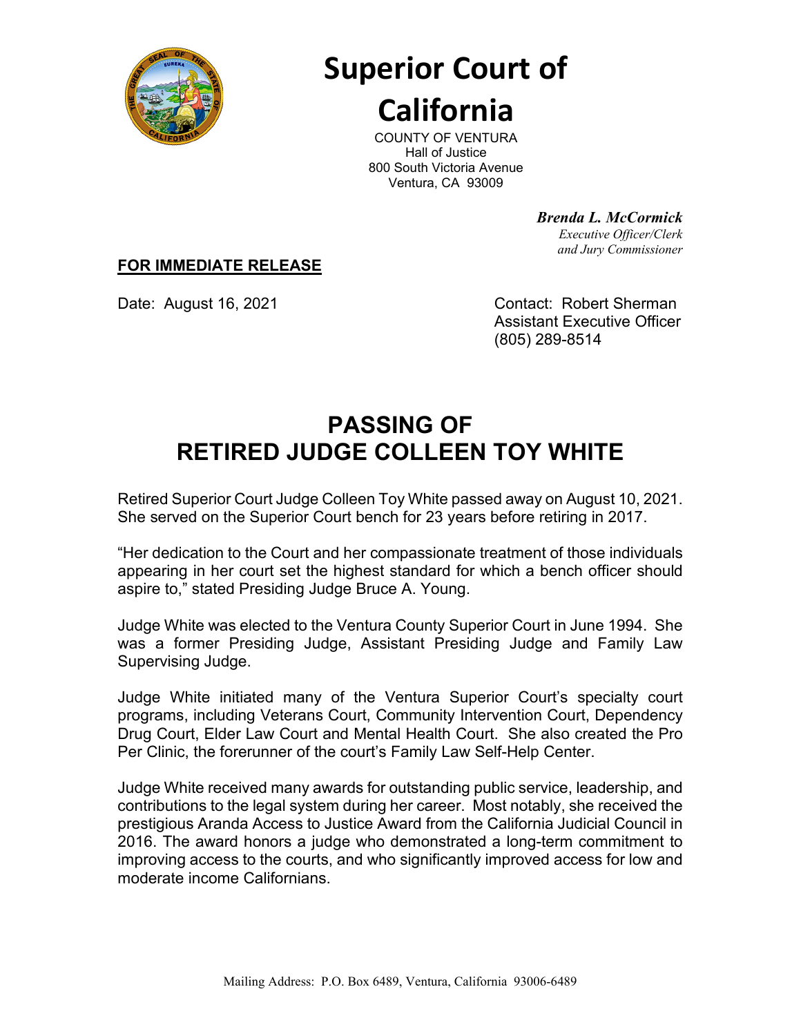# Superior Court of California

COUNTY OF VENTURA
Hall of Justice
800 South Victoria Avenue
Ventura, CA 93009

***Brenda L. McCormick***
*Executive Officer/Clerk*
*and Jury Commissioner*

**FOR IMMEDIATE RELEASE**

Date: August 16, 2021

Contact: Robert Sherman
Assistant Executive Officer
(805) 289-8514

## PASSING OF RETIRED JUDGE COLLEEN TOY WHITE

Retired Superior Court Judge Colleen Toy White passed away on August 10, 2021. She served on the Superior Court bench for 23 years before retiring in 2017.

"Her dedication to the Court and her compassionate treatment of those individuals appearing in her court set the highest standard for which a bench officer should aspire to," stated Presiding Judge Bruce A. Young.

Judge White was elected to the Ventura County Superior Court in June 1994. She was a former Presiding Judge, Assistant Presiding Judge and Family Law Supervising Judge.

Judge White initiated many of the Ventura Superior Court's specialty court programs, including Veterans Court, Community Intervention Court, Dependency Drug Court, Elder Law Court and Mental Health Court. She also created the Pro Per Clinic, the forerunner of the court's Family Law Self-Help Center.

Judge White received many awards for outstanding public service, leadership, and contributions to the legal system during her career. Most notably, she received the prestigious Aranda Access to Justice Award from the California Judicial Council in 2016. The award honors a judge who demonstrated a long-term commitment to improving access to the courts, and who significantly improved access for low and moderate income Californians.

Mailing Address: P.O. Box 6489, Ventura, California 93006-6489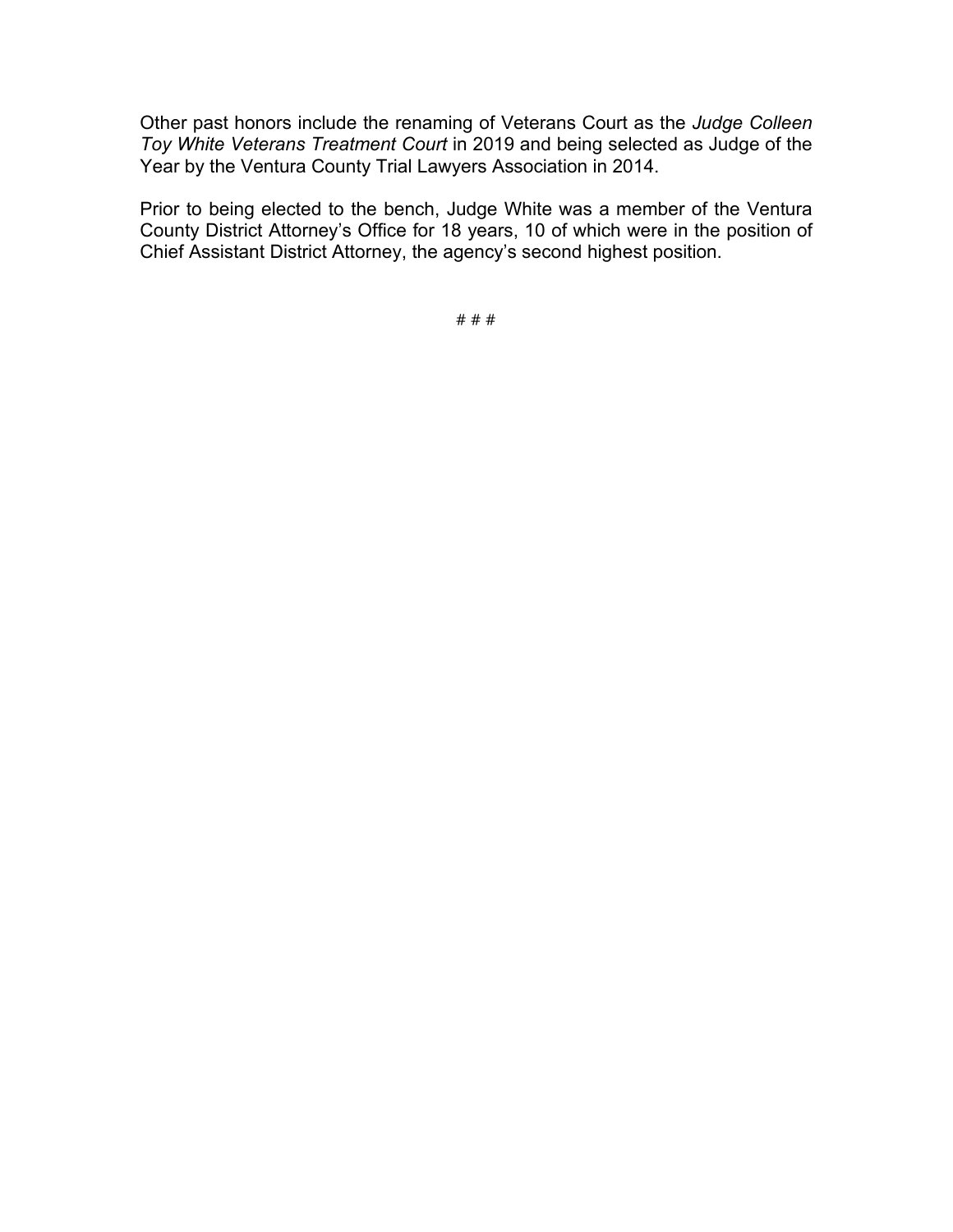Other past honors include the renaming of Veterans Court as the *Judge Colleen Toy White Veterans Treatment Court* in 2019 and being selected as Judge of the Year by the Ventura County Trial Lawyers Association in 2014.

Prior to being elected to the bench, Judge White was a member of the Ventura County District Attorney's Office for 18 years, 10 of which were in the position of Chief Assistant District Attorney, the agency's second highest position.

# # #